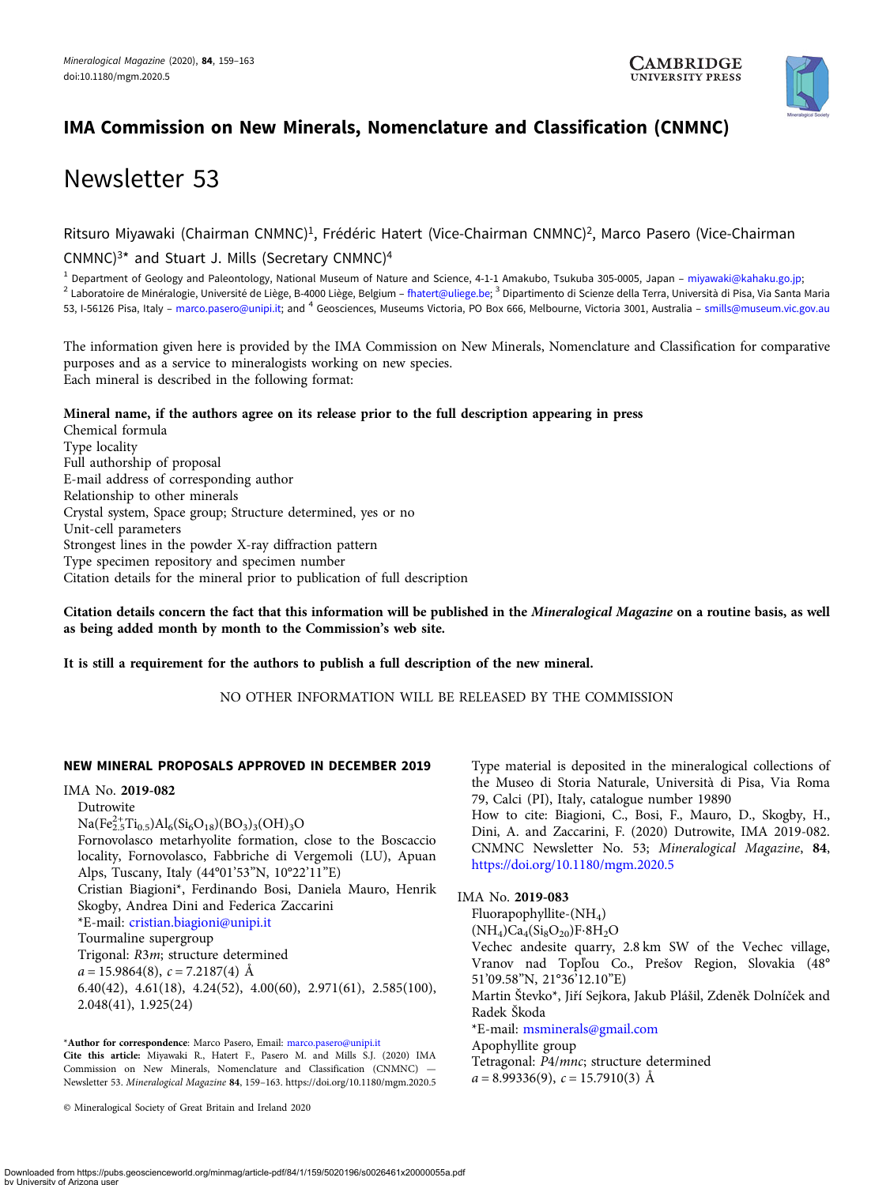## IMA Commission on New Minerals, Nomenclature and Classification (CNMNC)

# Newsletter 53

Ritsuro Miyawaki (Chairman CNMNC)[1], Frédéric Hatert (Vice-Chairman CNMNC)[2], Marco Pasero (Vice-Chairman CNMNC)[3]* and Stuart J. Mills (Secretary CNMNC)[4]

[1] Department of Geology and Paleontology, National Museum of Nature and Science, 4-1-1 Amakubo, Tsukuba 305-0005, Japan – miyawaki@kahaku.go.jp; [2] Laboratoire de Minéralogie, Université de Liège, B-4000 Liège, Belgium – fhatert@uliege.be; [3] Dipartimento di Scienze della Terra, Università di Pisa, Via Santa Maria 53, I-56126 Pisa, Italy – marco.pasero@unipi.it; and [4] Geosciences, Museums Victoria, PO Box 666, Melbourne, Victoria 3001, Australia – smills@museum.vic.gov.au

The information given here is provided by the IMA Commission on New Minerals, Nomenclature and Classification for comparative purposes and as a service to mineralogists working on new species.
Each mineral is described in the following format:

**Mineral name, if the authors agree on its release prior to the full description appearing in press**
Chemical formula
Type locality
Full authorship of proposal
E-mail address of corresponding author
Relationship to other minerals
Crystal system, Space group; Structure determined, yes or no
Unit-cell parameters
Strongest lines in the powder X-ray diffraction pattern
Type specimen repository and specimen number
Citation details for the mineral prior to publication of full description

**Citation details concern the fact that this information will be published in the *Mineralogical Magazine* on a routine basis, as well as being added month by month to the Commission's web site.**

**It is still a requirement for the authors to publish a full description of the new mineral.**

NO OTHER INFORMATION WILL BE RELEASED BY THE COMMISSION

### NEW MINERAL PROPOSALS APPROVED IN DECEMBER 2019

IMA No. **2019-082**
Dutrowite
$Na(Fe^{2+}_{2.5}Ti_{0.5})Al_6(Si_6O_{18})(BO_3)_3(OH)_3O$
Fornovolasco metarhyolite formation, close to the Boscaccio locality, Fornovolasco, Fabbriche di Vergemoli (LU), Apuan Alps, Tuscany, Italy (44°01'53"N, 10°22'11"E)
Cristian Biagioni*, Ferdinando Bosi, Daniela Mauro, Henrik Skogby, Andrea Dini and Federica Zaccarini
*E-mail: cristian.biagioni@unipi.it
Tourmaline supergroup
Trigonal: *R*3*m*; structure determined
*a* = 15.9864(8), *c* = 7.2187(4) Å
6.40(42), 4.61(18), 4.24(52), 4.00(60), 2.971(61), 2.585(100), 2.048(41), 1.925(24)
Type material is deposited in the mineralogical collections of the Museo di Storia Naturale, Università di Pisa, Via Roma 79, Calci (PI), Italy, catalogue number 19890
How to cite: Biagioni, C., Bosi, F., Mauro, D., Skogby, H., Dini, A. and Zaccarini, F. (2020) Dutrowite, IMA 2019-082. CNMNC Newsletter No. 53; *Mineralogical Magazine*, **84**, https://doi.org/10.1180/mgm.2020.5

IMA No. **2019-083**
Fluorapophyllite-($NH_4$)
$(NH_4)Ca_4(Si_8O_{20})F{\cdot}8H_2O$
Vechec andesite quarry, 2.8 km SW of the Vechec village, Vranov nad Topľou Co., Prešov Region, Slovakia (48°51'09.58"N, 21°36'12.10"E)
Martin Števko*, Jiří Sejkora, Jakub Plášil, Zdeněk Dolníček and Radek Škoda
*E-mail: msminerals@gmail.com
Apophyllite group
Tetragonal: *P*4/*mnc*; structure determined
*a* = 8.99336(9), *c* = 15.7910(3) Å

*Author for correspondence: Marco Pasero, Email: marco.pasero@unipi.it
**Cite this article:** Miyawaki R., Hatert F., Pasero M. and Mills S.J. (2020) IMA Commission on New Minerals, Nomenclature and Classification (CNMNC) — Newsletter 53. *Mineralogical Magazine* **84**, 159–163. https://doi.org/10.1180/mgm.2020.5

© Mineralogical Society of Great Britain and Ireland 2020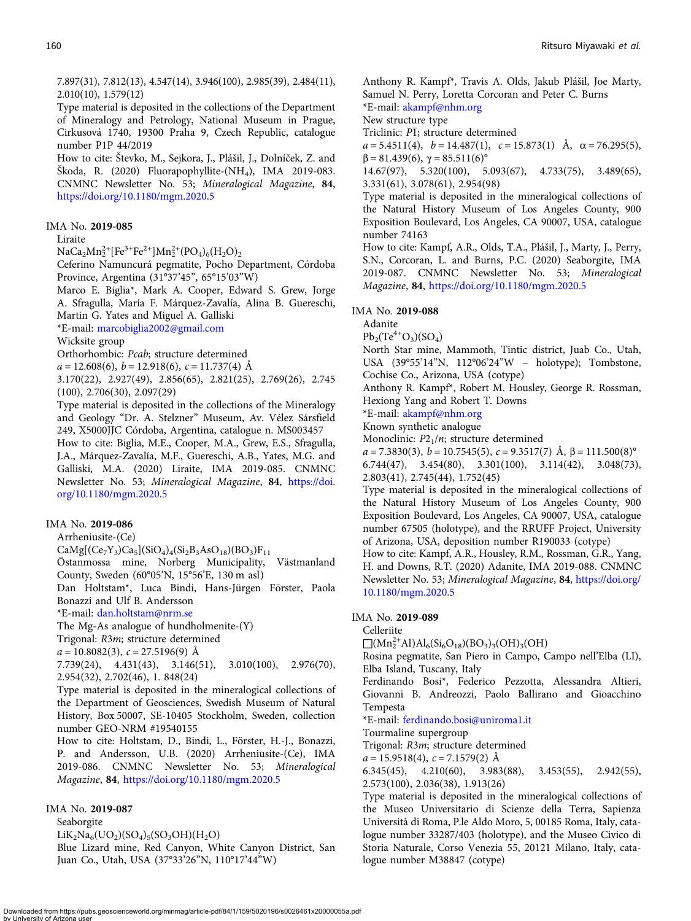7.897(31), 7.812(13), 4.547(14), 3.946(100), 2.985(39), 2.484(11), 2.010(10), 1.579(12)

Type material is deposited in the collections of the Department of Mineralogy and Petrology, National Museum in Prague, Cirkusová 1740, 19300 Praha 9, Czech Republic, catalogue number P1P 44/2019

How to cite: Števko, M., Sejkora, J., Plášil, J., Dolníček, Z. and Škoda, R. (2020) Fluorapophyllite-($NH_4$), IMA 2019-083. CNMNC Newsletter No. 53; *Mineralogical Magazine*, **84**, https://doi.org/10.1180/mgm.2020.5

## IMA No. 2019-085

Liraite

$NaCa_2Mn^{2+}_2[Fe^{3+}Fe^{2+}]Mn^{2+}_2(PO_4)_6(H_2O)_2$

Ceferino Namuncurá pegmatite, Pocho Department, Córdoba Province, Argentina (31°37'45", 65°15'03"W)

Marco E. Biglia*, Mark A. Cooper, Edward S. Grew, Jorge A. Sfragulla, María F. Márquez-Zavalía, Alina B. Guereschi, Martin G. Yates and Miguel A. Galliski

*E-mail: marcobiglia2002@gmail.com

Wicksite group

Orthorhombic: *Pcab*; structure determined

$a$ = 12.608(6), $b$ = 12.918(6), $c$ = 11.737(4) Å

3.170(22), 2.927(49), 2.856(65), 2.821(25), 2.769(26), 2.745 (100), 2.706(30), 2.097(29)

Type material is deposited in the collections of the Mineralogy and Geology "Dr. A. Stelzner" Museum, Av. Vélez Sársfield 249, X5000JJC Córdoba, Argentina, catalogue n. MS003457

How to cite: Biglia, M.E., Cooper, M.A., Grew, E.S., Sfragulla, J.A., Márquez-Zavalía, M.F., Guereschi, A.B., Yates, M.G. and Galliski, M.A. (2020) Liraite, IMA 2019-085. CNMNC Newsletter No. 53; *Mineralogical Magazine*, **84**, https://doi.org/10.1180/mgm.2020.5

## IMA No. 2019-086

Arrheniusite-(Ce)

$CaMg[(Ce_7Y_3)Ca_5](SiO_4)_4(Si_2B_3AsO_{18})(BO_3)F_{11}$

Östanmossa mine, Norberg Municipality, Västmanland County, Sweden (60°05'N, 15°56'E, 130 m asl)

Dan Holtstam*, Luca Bindi, Hans-Jürgen Förster, Paola Bonazzi and Ulf B. Andersson

*E-mail: dan.holtstam@nrm.se

The Mg-As analogue of hundholmenite-(Y)

Trigonal: *R*3*m*; structure determined

$a$ = 10.8082(3), $c$ = 27.5196(9) Å

7.739(24), 4.431(43), 3.146(51), 3.010(100), 2.976(70), 2.954(32), 2.702(46), 1. 848(24)

Type material is deposited in the mineralogical collections of the Department of Geosciences, Swedish Museum of Natural History, Box 50007, SE-10405 Stockholm, Sweden, collection number GEO-NRM #19540155

How to cite: Holtstam, D., Bindi, L., Förster, H.-J., Bonazzi, P. and Andersson, U.B. (2020) Arrheniusite-(Ce), IMA 2019-086. CNMNC Newsletter No. 53; *Mineralogical Magazine*, **84**, https://doi.org/10.1180/mgm.2020.5

## IMA No. 2019-087

Seaborgite

$LiK_2Na_6(UO_2)(SO_4)_5(SO_3OH)(H_2O)$

Blue Lizard mine, Red Canyon, White Canyon District, San Juan Co., Utah, USA (37°33'26"N, 110°17'44"W)

Anthony R. Kampf*, Travis A. Olds, Jakub Plášil, Joe Marty, Samuel N. Perry, Loretta Corcoran and Peter C. Burns

*E-mail: akampf@nhm.org

New structure type

Triclinic: *P*1̄; structure determined

$a$ = 5.4511(4), $b$ = 14.487(1), $c$ = 15.873(1) Å, $\alpha$ = 76.295(5), $\beta$ = 81.439(6), $\gamma$ = 85.511(6)°

14.67(97), 5.320(100), 5.093(67), 4.733(75), 3.489(65), 3.331(61), 3.078(61), 2.954(98)

Type material is deposited in the mineralogical collections of the Natural History Museum of Los Angeles County, 900 Exposition Boulevard, Los Angeles, CA 90007, USA, catalogue number 74163

How to cite: Kampf, A.R., Olds, T.A., Plášil, J., Marty, J., Perry, S.N., Corcoran, L. and Burns, P.C. (2020) Seaborgite, IMA 2019-087. CNMNC Newsletter No. 53; *Mineralogical Magazine*, **84**, https://doi.org/10.1180/mgm.2020.5

## IMA No. 2019-088

Adanite

$Pb_2(Te^{4+}O_3)(SO_4)$

North Star mine, Mammoth, Tintic district, Juab Co., Utah, USA (39°55'14"N, 112°06'24"W – holotype); Tombstone, Cochise Co., Arizona, USA (cotype)

Anthony R. Kampf*, Robert M. Housley, George R. Rossman, Hexiong Yang and Robert T. Downs

*E-mail: akampf@nhm.org

Known synthetic analogue

Monoclinic: $P2_1/n$; structure determined

$a$ = 7.3830(3), $b$ = 10.7545(5), $c$ = 9.3517(7) Å, $\beta$ = 111.500(8)°

6.744(47), 3.454(80), 3.301(100), 3.114(42), 3.048(73), 2.803(41), 2.745(44), 1.752(45)

Type material is deposited in the mineralogical collections of the Natural History Museum of Los Angeles County, 900 Exposition Boulevard, Los Angeles, CA 90007, USA, catalogue number 67505 (holotype), and the RRUFF Project, University of Arizona, USA, deposition number R190033 (cotype)

How to cite: Kampf, A.R., Housley, R.M., Rossman, G.R., Yang, H. and Downs, R.T. (2020) Adanite, IMA 2019-088. CNMNC Newsletter No. 53; *Mineralogical Magazine*, **84**, https://doi.org/10.1180/mgm.2020.5

## IMA No. 2019-089

Celleriite

□$(Mn^{2+}_2Al)Al_6(Si_6O_{18})(BO_3)_3(OH)_3(OH)$

Rosina pegmatite, San Piero in Campo, Campo nell'Elba (LI), Elba Island, Tuscany, Italy

Ferdinando Bosi*, Federico Pezzotta, Alessandra Altieri, Giovanni B. Andreozzi, Paolo Ballirano and Gioacchino Tempesta

*E-mail: ferdinando.bosi@uniroma1.it

Tourmaline supergroup

Trigonal: *R*3*m*; structure determined

$a$ = 15.9518(4), $c$ = 7.1579(2) Å

6.345(45), 4.210(60), 3.983(88), 3.453(55), 2.942(55), 2.573(100), 2.036(38), 1.913(26)

Type material is deposited in the mineralogical collections of the Museo Universitario di Scienze della Terra, Sapienza Università di Roma, P.le Aldo Moro, 5, 00185 Roma, Italy, catalogue number 33287/403 (holotype), and the Museo Civico di Storia Naturale, Corso Venezia 55, 20121 Milano, Italy, catalogue number M38847 (cotype)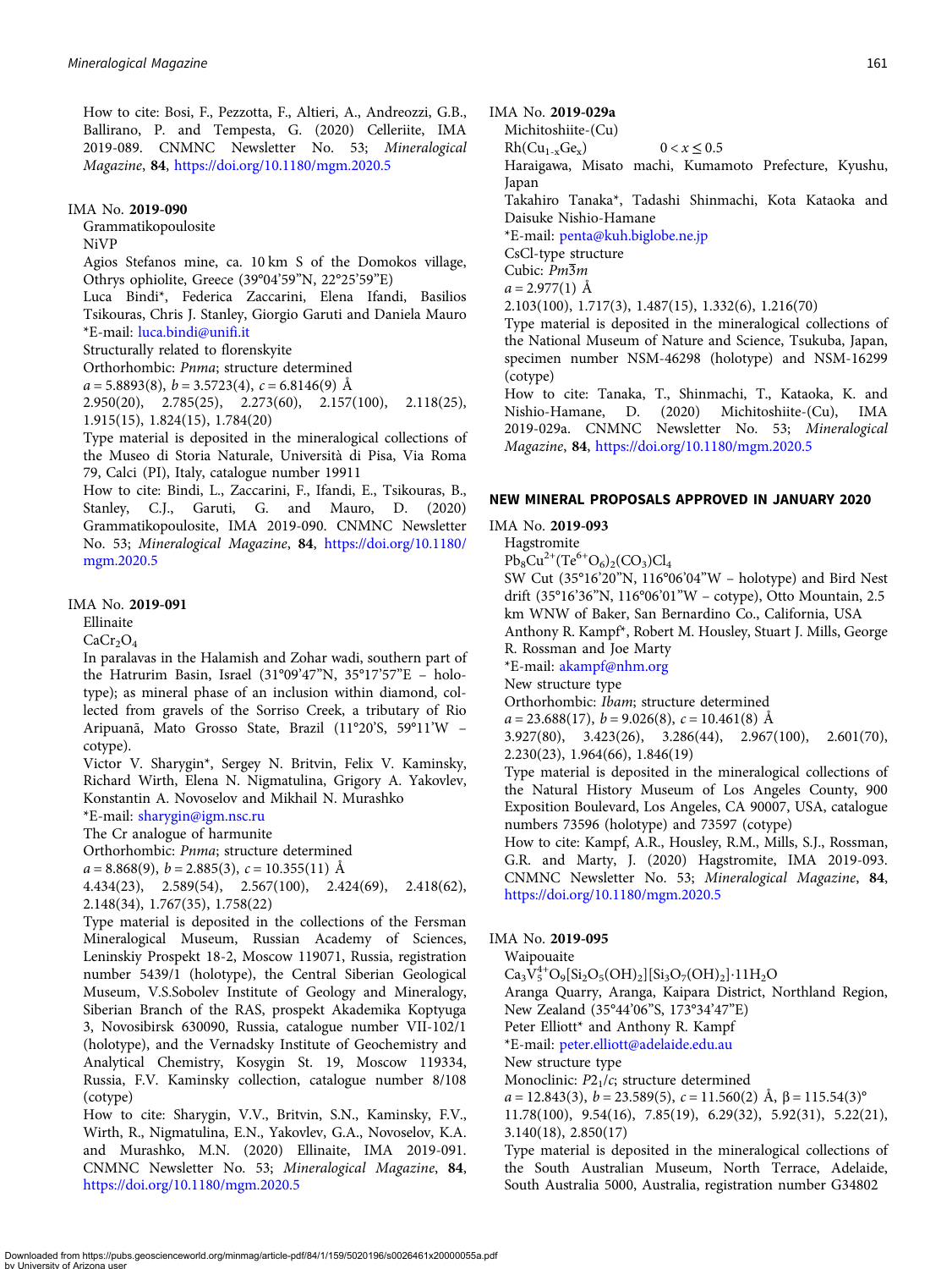How to cite: Bosi, F., Pezzotta, F., Altieri, A., Andreozzi, G.B., Ballirano, P. and Tempesta, G. (2020) Celleriite, IMA 2019-089. CNMNC Newsletter No. 53; *Mineralogical Magazine*, **84**, https://doi.org/10.1180/mgm.2020.5

IMA No. **2019-090**

Grammatikopoulosite

NiVP

Agios Stefanos mine, ca. 10 km S of the Domokos village, Othrys ophiolite, Greece (39°04'59"N, 22°25'59"E)

Luca Bindi*, Federica Zaccarini, Elena Ifandi, Basilios Tsikouras, Chris J. Stanley, Giorgio Garuti and Daniela Mauro

*E-mail: luca.bindi@unifi.it

Structurally related to florenskyite

Orthorhombic: *Pnma*; structure determined

$a$ = 5.8893(8), $b$ = 3.5723(4), $c$ = 6.8146(9) Å

2.950(20), 2.785(25), 2.273(60), 2.157(100), 2.118(25), 1.915(15), 1.824(15), 1.784(20)

Type material is deposited in the mineralogical collections of the Museo di Storia Naturale, Università di Pisa, Via Roma 79, Calci (PI), Italy, catalogue number 19911

How to cite: Bindi, L., Zaccarini, F., Ifandi, E., Tsikouras, B., Stanley, C.J., Garuti, G. and Mauro, D. (2020) Grammatikopoulosite, IMA 2019-090. CNMNC Newsletter No. 53; *Mineralogical Magazine*, **84**, https://doi.org/10.1180/mgm.2020.5

IMA No. **2019-091**

Ellinaite

$CaCr_2O_4$

In paralavas in the Halamish and Zohar wadi, southern part of the Hatrurim Basin, Israel (31°09'47"N, 35°17'57"E – holotype); as mineral phase of an inclusion within diamond, collected from gravels of the Sorriso Creek, a tributary of Rio Aripuanã, Mato Grosso State, Brazil (11°20'S, 59°11'W – cotype).

Victor V. Sharygin*, Sergey N. Britvin, Felix V. Kaminsky, Richard Wirth, Elena N. Nigmatulina, Grigory A. Yakovlev, Konstantin A. Novoselov and Mikhail N. Murashko

*E-mail: sharygin@igm.nsc.ru

The Cr analogue of harmunite

Orthorhombic: *Pnma*; structure determined

$a$ = 8.868(9), $b$ = 2.885(3), $c$ = 10.355(11) Å

4.434(23), 2.589(54), 2.567(100), 2.424(69), 2.418(62), 2.148(34), 1.767(35), 1.758(22)

Type material is deposited in the collections of the Fersman Mineralogical Museum, Russian Academy of Sciences, Leninskiy Prospekt 18-2, Moscow 119071, Russia, registration number 5439/1 (holotype), the Central Siberian Geological Museum, V.S.Sobolev Institute of Geology and Mineralogy, Siberian Branch of the RAS, prospekt Akademika Koptyuga 3, Novosibirsk 630090, Russia, catalogue number VII-102/1 (holotype), and the Vernadsky Institute of Geochemistry and Analytical Chemistry, Kosygin St. 19, Moscow 119334, Russia, F.V. Kaminsky collection, catalogue number 8/108 (cotype)

How to cite: Sharygin, V.V., Britvin, S.N., Kaminsky, F.V., Wirth, R., Nigmatulina, E.N., Yakovlev, G.A., Novoselov, K.A. and Murashko, M.N. (2020) Ellinaite, IMA 2019-091. CNMNC Newsletter No. 53; *Mineralogical Magazine*, **84**, https://doi.org/10.1180/mgm.2020.5

IMA No. **2019-029a**

Michitoshiite-(Cu)

$Rh(Cu_{1-x}Ge_x)$ $0 < x \leq 0.5$

Haraigawa, Misato machi, Kumamoto Prefecture, Kyushu, Japan

Takahiro Tanaka*, Tadashi Shinmachi, Kota Kataoka and Daisuke Nishio-Hamane

*E-mail: penta@kuh.biglobe.ne.jp

CsCl-type structure

Cubic: $Pm\bar{3}m$

$a$ = 2.977(1) Å

2.103(100), 1.717(3), 1.487(15), 1.332(6), 1.216(70)

Type material is deposited in the mineralogical collections of the National Museum of Nature and Science, Tsukuba, Japan, specimen number NSM-46298 (holotype) and NSM-16299 (cotype)

How to cite: Tanaka, T., Shinmachi, T., Kataoka, K. and Nishio-Hamane, D. (2020) Michitoshiite-(Cu), IMA 2019-029a. CNMNC Newsletter No. 53; *Mineralogical Magazine*, **84**, https://doi.org/10.1180/mgm.2020.5

## NEW MINERAL PROPOSALS APPROVED IN JANUARY 2020

IMA No. **2019-093**

Hagstromite

$Pb_8Cu^{2+}(Te^{6+}O_6)_2(CO_3)Cl_4$

SW Cut (35°16'20"N, 116°06'04"W – holotype) and Bird Nest drift (35°16'36"N, 116°06'01"W – cotype), Otto Mountain, 2.5 km WNW of Baker, San Bernardino Co., California, USA

Anthony R. Kampf*, Robert M. Housley, Stuart J. Mills, George R. Rossman and Joe Marty

*E-mail: akampf@nhm.org

New structure type

Orthorhombic: *Ibam*; structure determined

$a$ = 23.688(17), $b$ = 9.026(8), $c$ = 10.461(8) Å

3.927(80), 3.423(26), 3.286(44), 2.967(100), 2.601(70), 2.230(23), 1.964(66), 1.846(19)

Type material is deposited in the mineralogical collections of the Natural History Museum of Los Angeles County, 900 Exposition Boulevard, Los Angeles, CA 90007, USA, catalogue numbers 73596 (holotype) and 73597 (cotype)

How to cite: Kampf, A.R., Housley, R.M., Mills, S.J., Rossman, G.R. and Marty, J. (2020) Hagstromite, IMA 2019-093. CNMNC Newsletter No. 53; *Mineralogical Magazine*, **84**, https://doi.org/10.1180/mgm.2020.5

IMA No. **2019-095**

Waipouaite

$Ca_3V^{4+}_5O_9[Si_2O_5(OH)_2][Si_3O_7(OH)_2]{\cdot}11H_2O$

Aranga Quarry, Aranga, Kaipara District, Northland Region, New Zealand (35°44'06"S, 173°34'47"E)

Peter Elliott* and Anthony R. Kampf

*E-mail: peter.elliott@adelaide.edu.au

New structure type

Monoclinic: $P2_1/c$; structure determined

$a$ = 12.843(3), $b$ = 23.589(5), $c$ = 11.560(2) Å, β = 115.54(3)°

11.78(100), 9.54(16), 7.85(19), 6.29(32), 5.92(31), 5.22(21), 3.140(18), 2.850(17)

Type material is deposited in the mineralogical collections of the South Australian Museum, North Terrace, Adelaide, South Australia 5000, Australia, registration number G34802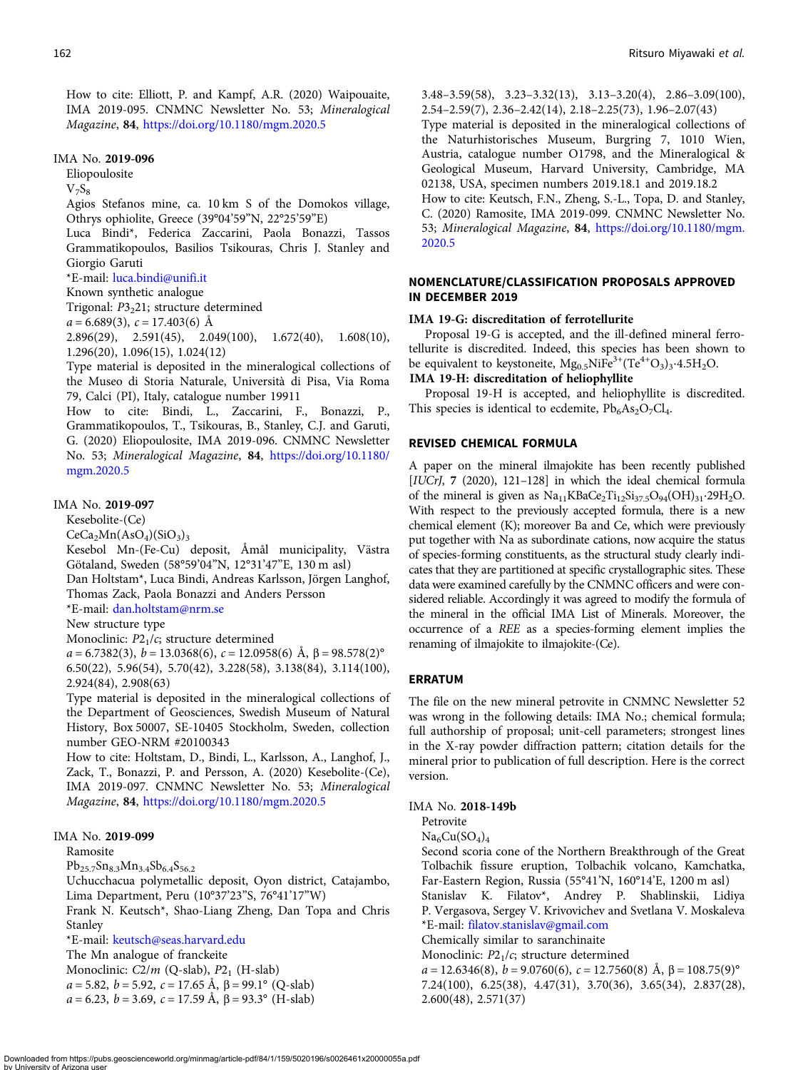How to cite: Elliott, P. and Kampf, A.R. (2020) Waipouaite, IMA 2019-095. CNMNC Newsletter No. 53; *Mineralogical Magazine*, **84**, https://doi.org/10.1180/mgm.2020.5

IMA No. **2019-096**

Eliopoulosite

$V_7S_8$

Agios Stefanos mine, ca. 10 km S of the Domokos village, Othrys ophiolite, Greece (39°04'59"N, 22°25'59"E)

Luca Bindi*, Federica Zaccarini, Paola Bonazzi, Tassos Grammatikopoulos, Basilios Tsikouras, Chris J. Stanley and Giorgio Garuti

*E-mail: luca.bindi@unifi.it

Known synthetic analogue

Trigonal: $P3_221$; structure determined

$a$ = 6.689(3), $c$ = 17.403(6) Å

2.896(29), 2.591(45), 2.049(100), 1.672(40), 1.608(10), 1.296(20), 1.096(15), 1.024(12)

Type material is deposited in the mineralogical collections of the Museo di Storia Naturale, Università di Pisa, Via Roma 79, Calci (PI), Italy, catalogue number 19911

How to cite: Bindi, L., Zaccarini, F., Bonazzi, P., Grammatikopoulos, T., Tsikouras, B., Stanley, C.J. and Garuti, G. (2020) Eliopoulosite, IMA 2019-096. CNMNC Newsletter No. 53; *Mineralogical Magazine*, **84**, https://doi.org/10.1180/mgm.2020.5

IMA No. **2019-097**

Kesebolite-(Ce)

$CeCa_2Mn(AsO_4)(SiO_3)_3$

Kesebol Mn-(Fe-Cu) deposit, Åmål municipality, Västra Götaland, Sweden (58°59'04"N, 12°31'47"E, 130 m asl)

Dan Holtstam*, Luca Bindi, Andreas Karlsson, Jörgen Langhof, Thomas Zack, Paola Bonazzi and Anders Persson

*E-mail: dan.holtstam@nrm.se

New structure type

Monoclinic: $P2_1/c$; structure determined

$a$ = 6.7382(3), $b$ = 13.0368(6), $c$ = 12.0958(6) Å, β = 98.578(2)°

6.50(22), 5.96(54), 5.70(42), 3.228(58), 3.138(84), 3.114(100), 2.924(84), 2.908(63)

Type material is deposited in the mineralogical collections of the Department of Geosciences, Swedish Museum of Natural History, Box 50007, SE-10405 Stockholm, Sweden, collection number GEO-NRM #20100343

How to cite: Holtstam, D., Bindi, L., Karlsson, A., Langhof, J., Zack, T., Bonazzi, P. and Persson, A. (2020) Kesebolite-(Ce), IMA 2019-097. CNMNC Newsletter No. 53; *Mineralogical Magazine*, **84**, https://doi.org/10.1180/mgm.2020.5

IMA No. **2019-099**

Ramosite

$Pb_{25.7}Sn_{8.3}Mn_{3.4}Sb_{6.4}S_{56.2}$

Uchucchacua polymetallic deposit, Oyon district, Catajambo, Lima Department, Peru (10°37'23"S, 76°41'17"W)

Frank N. Keutsch*, Shao-Liang Zheng, Dan Topa and Chris Stanley

*E-mail: keutsch@seas.harvard.edu

The Mn analogue of franckeite

Monoclinic: $C2/m$ (Q-slab), $P2_1$ (H-slab)

$a$ = 5.82, $b$ = 5.92, $c$ = 17.65 Å, β = 99.1° (Q-slab)

$a$ = 6.23, $b$ = 3.69, $c$ = 17.59 Å, β = 93.3° (H-slab)

3.48–3.59(58), 3.23–3.32(13), 3.13–3.20(4), 2.86–3.09(100), 2.54–2.59(7), 2.36–2.42(14), 2.18–2.25(73), 1.96–2.07(43)

Type material is deposited in the mineralogical collections of the Naturhistorisches Museum, Burgring 7, 1010 Wien, Austria, catalogue number O1798, and the Mineralogical & Geological Museum, Harvard University, Cambridge, MA 02138, USA, specimen numbers 2019.18.1 and 2019.18.2

How to cite: Keutsch, F.N., Zheng, S.-L., Topa, D. and Stanley, C. (2020) Ramosite, IMA 2019-099. CNMNC Newsletter No. 53; *Mineralogical Magazine*, **84**, https://doi.org/10.1180/mgm.2020.5

## NOMENCLATURE/CLASSIFICATION PROPOSALS APPROVED IN DECEMBER 2019

### IMA 19-G: discreditation of ferrotellurite

Proposal 19-G is accepted, and the ill-defined mineral ferrotellurite is discredited. Indeed, this species has been shown to be equivalent to keystoneite, $Mg_{0.5}NiFe^{3+}(Te^{4+}O_3)_3{\cdot}4.5H_2O$.

### IMA 19-H: discreditation of heliophyllite

Proposal 19-H is accepted, and heliophyllite is discredited. This species is identical to ecdemite, $Pb_6As_2O_7Cl_4$.

## REVISED CHEMICAL FORMULA

A paper on the mineral ilmajokite has been recently published [*IUCrJ*, **7** (2020), 121–128] in which the ideal chemical formula of the mineral is given as $Na_{11}KBaCe_2Ti_{12}Si_{37.5}O_{94}(OH)_{31}{\cdot}29H_2O$. With respect to the previously accepted formula, there is a new chemical element (K); moreover Ba and Ce, which were previously put together with Na as subordinate cations, now acquire the status of species-forming constituents, as the structural study clearly indicates that they are partitioned at specific crystallographic sites. These data were examined carefully by the CNMNC officers and were considered reliable. Accordingly it was agreed to modify the formula of the mineral in the official IMA List of Minerals. Moreover, the occurrence of a *REE* as a species-forming element implies the renaming of ilmajokite to ilmajokite-(Ce).

## ERRATUM

The file on the new mineral petrovite in CNMNC Newsletter 52 was wrong in the following details: IMA No.; chemical formula; full authorship of proposal; unit-cell parameters; strongest lines in the X-ray powder diffraction pattern; citation details for the mineral prior to publication of full description. Here is the correct version.

IMA No. **2018-149b**

Petrovite

$Na_6Cu(SO_4)_4$

Second scoria cone of the Northern Breakthrough of the Great Tolbachik fissure eruption, Tolbachik volcano, Kamchatka, Far-Eastern Region, Russia (55°41'N, 160°14'E, 1200 m asl)

Stanislav K. Filatov*, Andrey P. Shablinskii, Lidiya P. Vergasova, Sergey V. Krivovichev and Svetlana V. Moskaleva

*E-mail: filatov.stanislav@gmail.com

Chemically similar to saranchinaite

Monoclinic: $P2_1/c$; structure determined

$a$ = 12.6346(8), $b$ = 9.0760(6), $c$ = 12.7560(8) Å, β = 108.75(9)°

7.24(100), 6.25(38), 4.47(31), 3.70(36), 3.65(34), 2.837(28), 2.600(48), 2.571(37)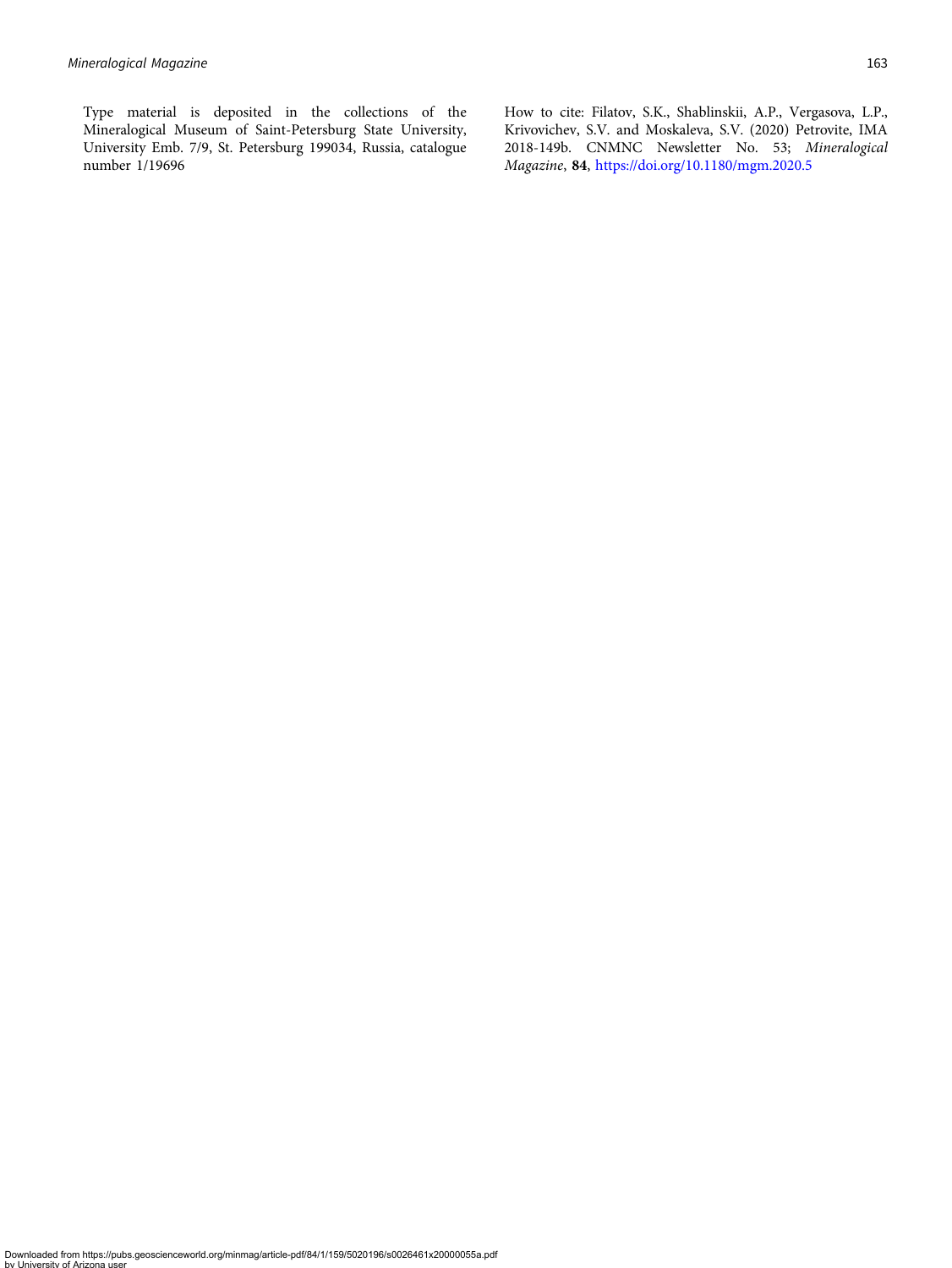Type material is deposited in the collections of the Mineralogical Museum of Saint-Petersburg State University, University Emb. 7/9, St. Petersburg 199034, Russia, catalogue number 1/19696

How to cite: Filatov, S.K., Shablinskii, A.P., Vergasova, L.P., Krivovichev, S.V. and Moskaleva, S.V. (2020) Petrovite, IMA 2018-149b. CNMNC Newsletter No. 53; *Mineralogical Magazine*, **84**, https://doi.org/10.1180/mgm.2020.5